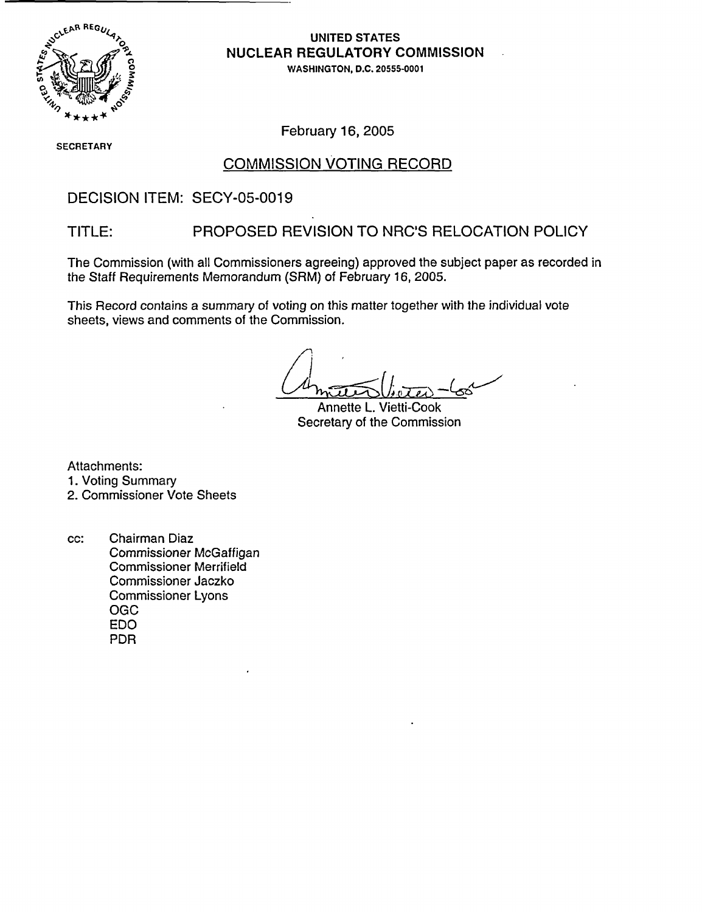UNITED STATES
NUCLEAR REGULATORY COMMISSION
WASHINGTON, D.C. 20555-0001

SECRETARY

February 16, 2005

## COMMISSION VOTING RECORD

DECISION ITEM: SECY-05-0019

TITLE: PROPOSED REVISION TO NRC'S RELOCATION POLICY

The Commission (with all Commissioners agreeing) approved the subject paper as recorded in the Staff Requirements Memorandum (SRM) of February 16, 2005.

This Record contains a summary of voting on this matter together with the individual vote sheets, views and comments of the Commission.

Annette L. Vietti-Cook
Secretary of the Commission

Attachments:
1. Voting Summary
2. Commissioner Vote Sheets

cc: Chairman Diaz
Commissioner McGaffigan
Commissioner Merrifield
Commissioner Jaczko
Commissioner Lyons
OGC
EDO
PDR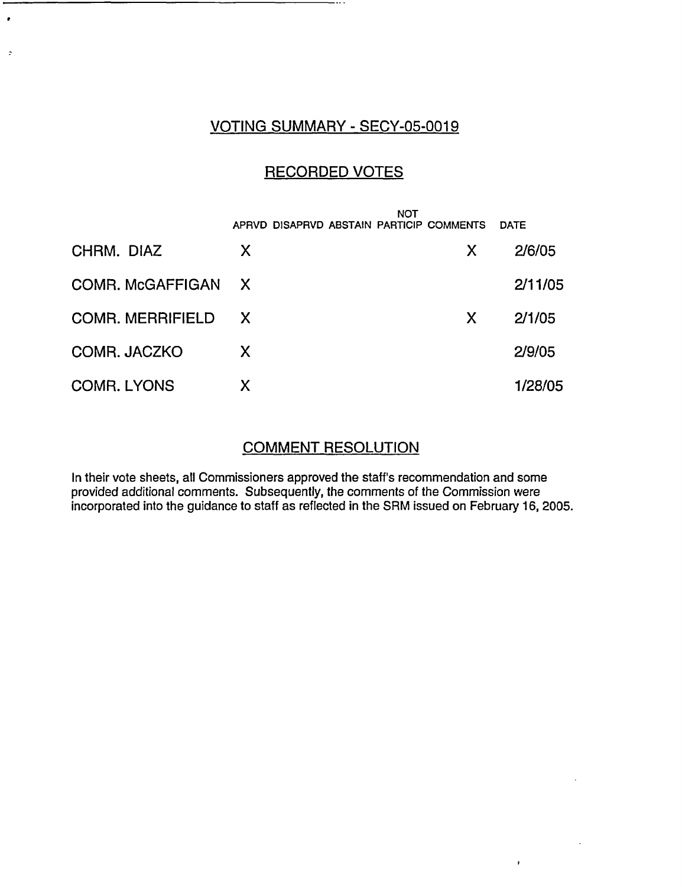## VOTING SUMMARY - SECY-05-0019

## RECORDED VOTES

| | APRVD | DISAPRVD | ABSTAIN | NOT PARTICIP | COMMENTS | DATE |
|---|---|---|---|---|---|---|
| CHRM. DIAZ | X | | | | X | 2/6/05 |
| COMR. McGAFFIGAN | X | | | | | 2/11/05 |
| COMR. MERRIFIELD | X | | | | X | 2/1/05 |
| COMR. JACZKO | X | | | | | 2/9/05 |
| COMR. LYONS | X | | | | | 1/28/05 |

## COMMENT RESOLUTION

In their vote sheets, all Commissioners approved the staff's recommendation and some provided additional comments. Subsequently, the comments of the Commission were incorporated into the guidance to staff as reflected in the SRM issued on February 16, 2005.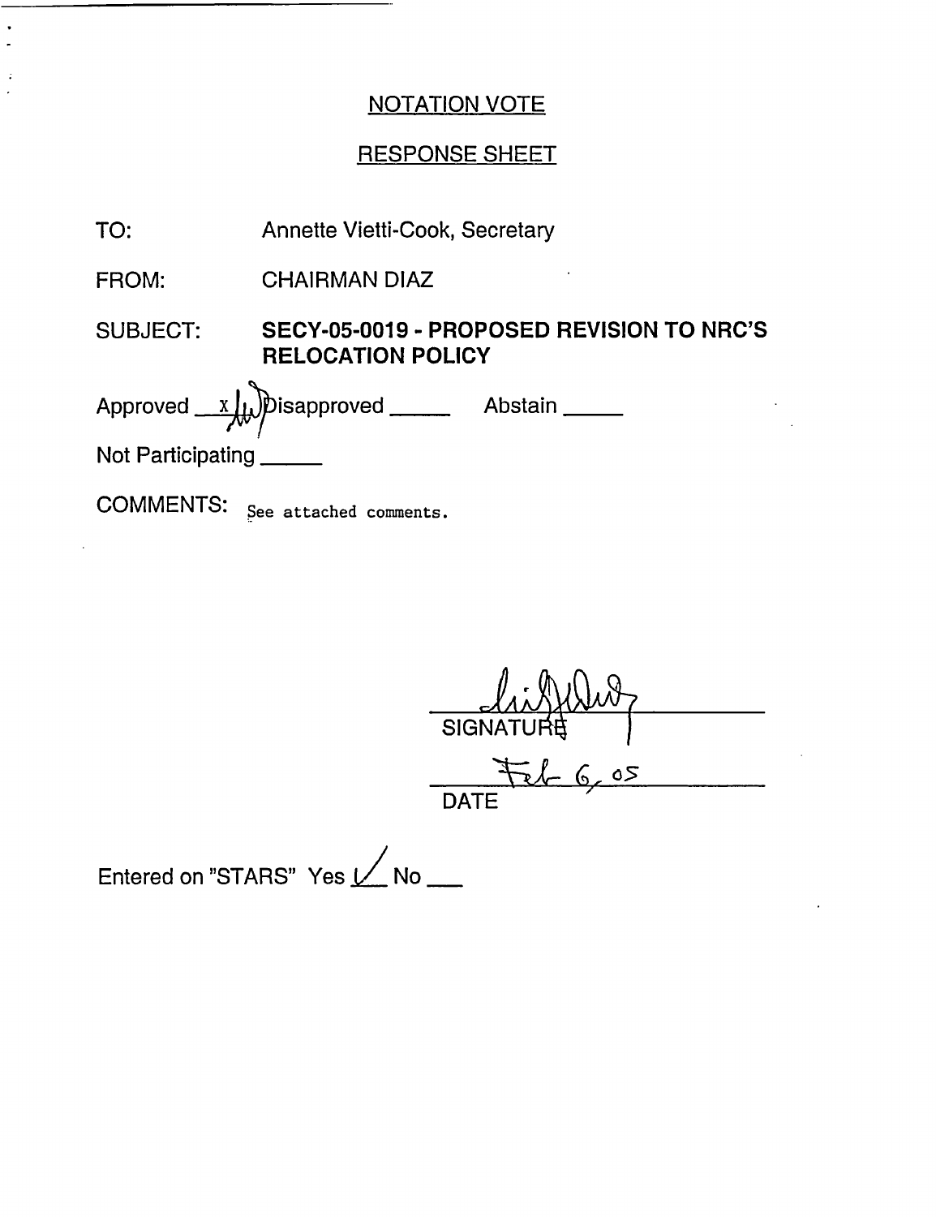## NOTATION VOTE

## RESPONSE SHEET

TO: Annette Vietti-Cook, Secretary

FROM: CHAIRMAN DIAZ

SUBJECT: **SECY-05-0019 - PROPOSED REVISION TO NRC'S RELOCATION POLICY**

Approved X Disapproved _____ Abstain _____

Not Participating _____

COMMENTS: See attached comments.

SIGNATURE

Feb 6, 05

DATE

Entered on "STARS" Yes ✓ No ___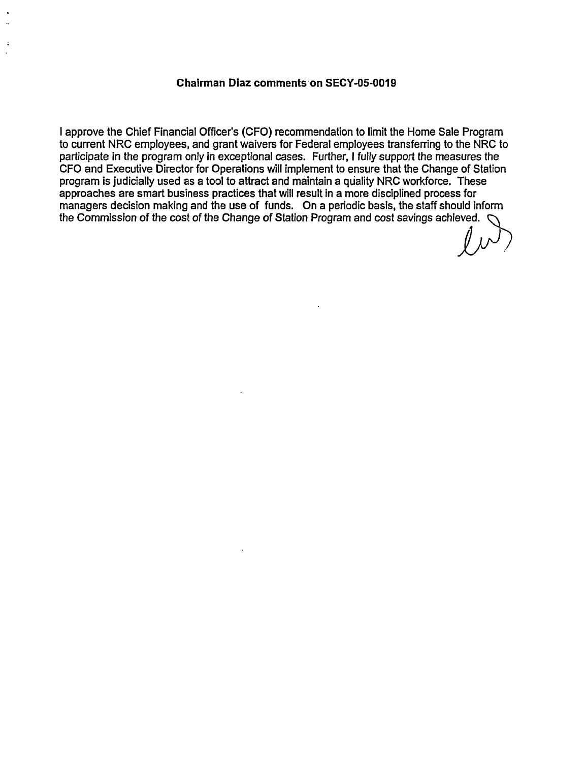**Chairman Diaz comments on SECY-05-0019**

I approve the Chief Financial Officer's (CFO) recommendation to limit the Home Sale Program to current NRC employees, and grant waivers for Federal employees transferring to the NRC to participate in the program only in exceptional cases. Further, I fully support the measures the CFO and Executive Director for Operations will implement to ensure that the Change of Station program is judicially used as a tool to attract and maintain a quality NRC workforce. These approaches are smart business practices that will result in a more disciplined process for managers decision making and the use of funds. On a periodic basis, the staff should inform the Commission of the cost of the Change of Station Program and cost savings achieved.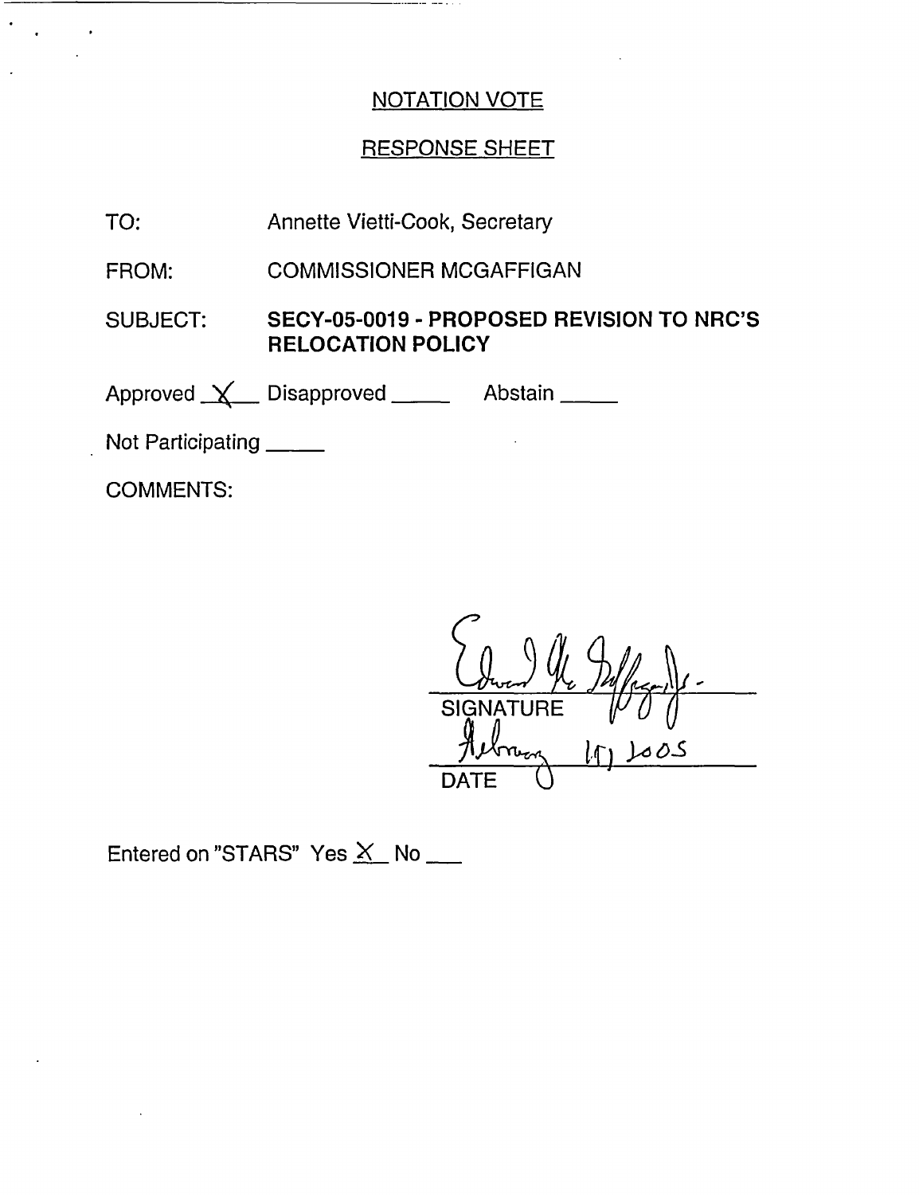# NOTATION VOTE

## RESPONSE SHEET

TO: Annette Vietti-Cook, Secretary

FROM: COMMISSIONER MCGAFFIGAN

SUBJECT: **SECY-05-0019 - PROPOSED REVISION TO NRC'S RELOCATION POLICY**

Approved X Disapproved ____ Abstain ____

Not Participating ____

COMMENTS:

SIGNATURE

February 15, 2005

DATE

Entered on "STARS" Yes X No ___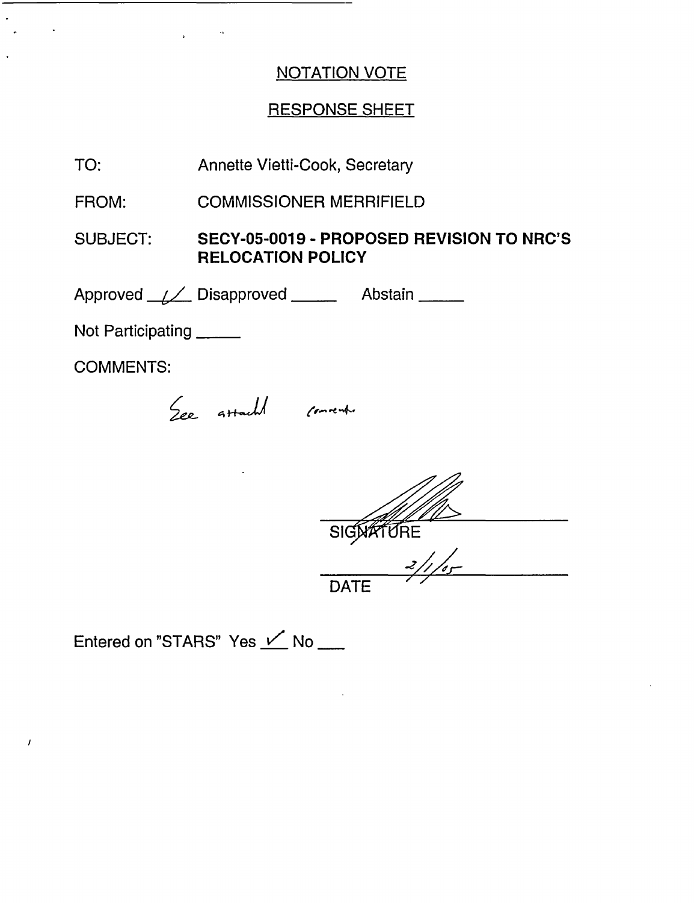## NOTATION VOTE

## RESPONSE SHEET

TO: Annette Vietti-Cook, Secretary

FROM: COMMISSIONER MERRIFIELD

SUBJECT: **SECY-05-0019 - PROPOSED REVISION TO NRC'S RELOCATION POLICY**

Approved ✓ Disapproved _____ Abstain _____

Not Participating _____

COMMENTS:

See attached comments

SIGNATURE

2/1/05

DATE

Entered on "STARS" Yes ✓ No ___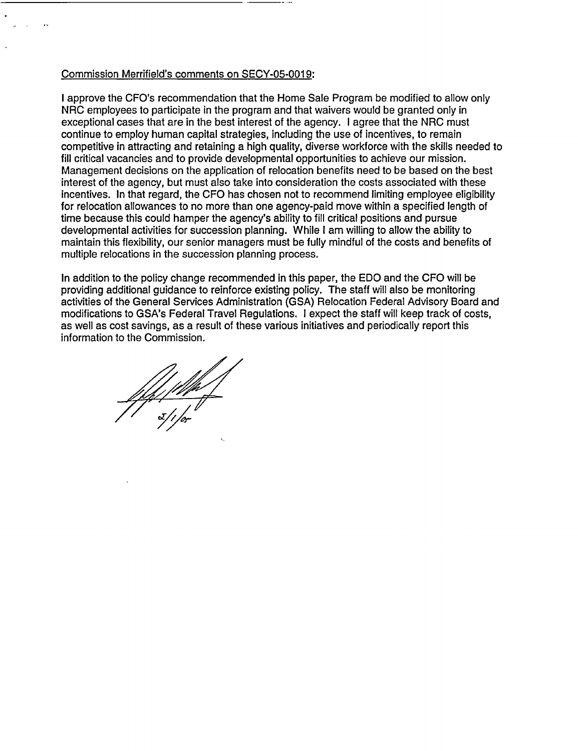Commission Merrifield's comments on SECY-05-0019:

I approve the CFO's recommendation that the Home Sale Program be modified to allow only NRC employees to participate in the program and that waivers would be granted only in exceptional cases that are in the best interest of the agency. I agree that the NRC must continue to employ human capital strategies, including the use of incentives, to remain competitive in attracting and retaining a high quality, diverse workforce with the skills needed to fill critical vacancies and to provide developmental opportunities to achieve our mission. Management decisions on the application of relocation benefits need to be based on the best interest of the agency, but must also take into consideration the costs associated with these incentives. In that regard, the CFO has chosen not to recommend limiting employee eligibility for relocation allowances to no more than one agency-paid move within a specified length of time because this could hamper the agency's ability to fill critical positions and pursue developmental activities for succession planning. While I am willing to allow the ability to maintain this flexibility, our senior managers must be fully mindful of the costs and benefits of multiple relocations in the succession planning process.

In addition to the policy change recommended in this paper, the EDO and the CFO will be providing additional guidance to reinforce existing policy. The staff will also be monitoring activities of the General Services Administration (GSA) Relocation Federal Advisory Board and modifications to GSA's Federal Travel Regulations. I expect the staff will keep track of costs, as well as cost savings, as a result of these various initiatives and periodically report this information to the Commission.

2/1/05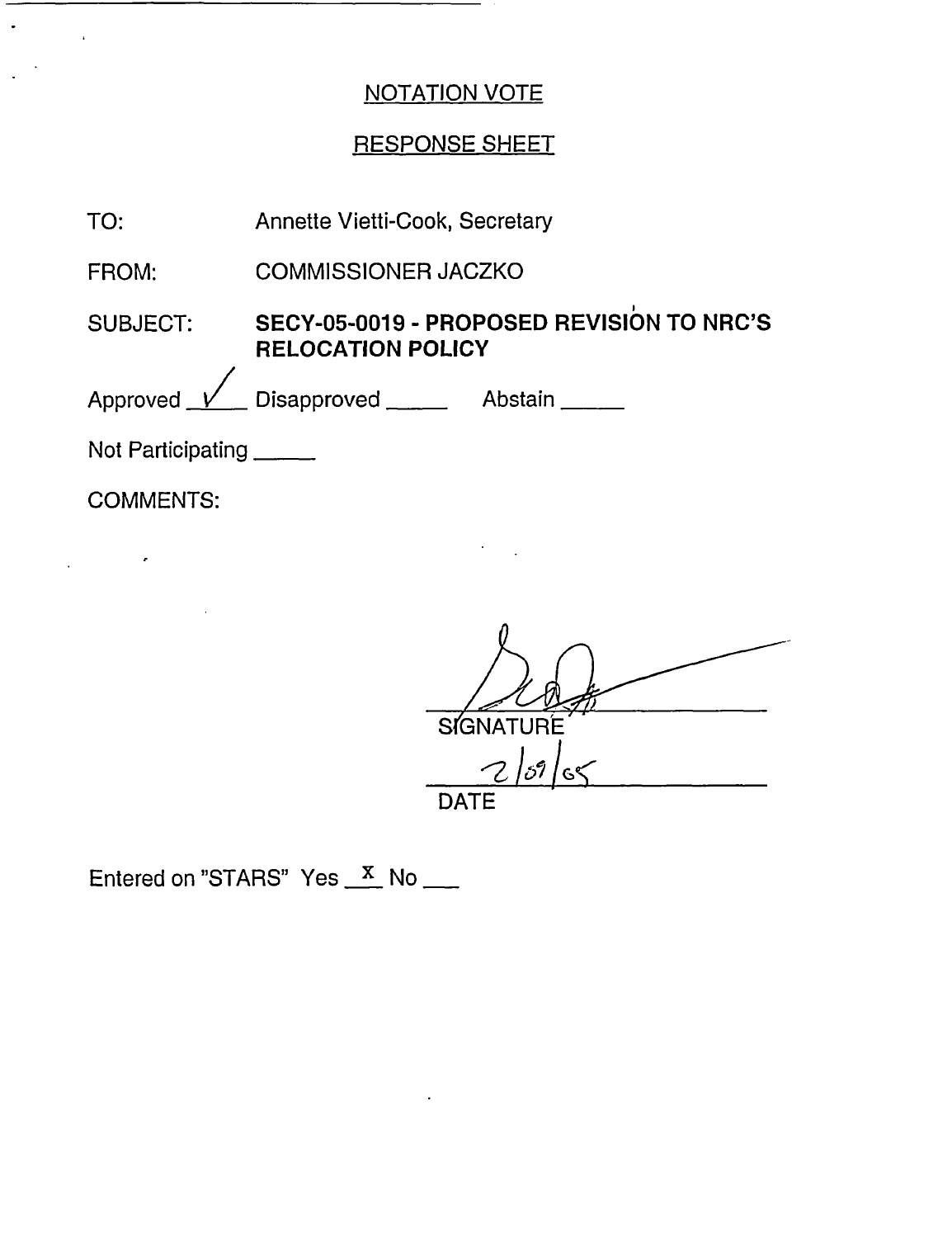NOTATION VOTE

RESPONSE SHEET

TO: Annette Vietti-Cook, Secretary

FROM: COMMISSIONER JACZKO

SUBJECT: **SECY-05-0019 - PROPOSED REVISION TO NRC'S RELOCATION POLICY**

Approved ✓ Disapproved \_\_\_\_\_ Abstain \_\_\_\_\_

Not Participating \_\_\_\_\_

COMMENTS:

SIGNATURE

2/09/05

DATE

Entered on "STARS" Yes X No \_\_\_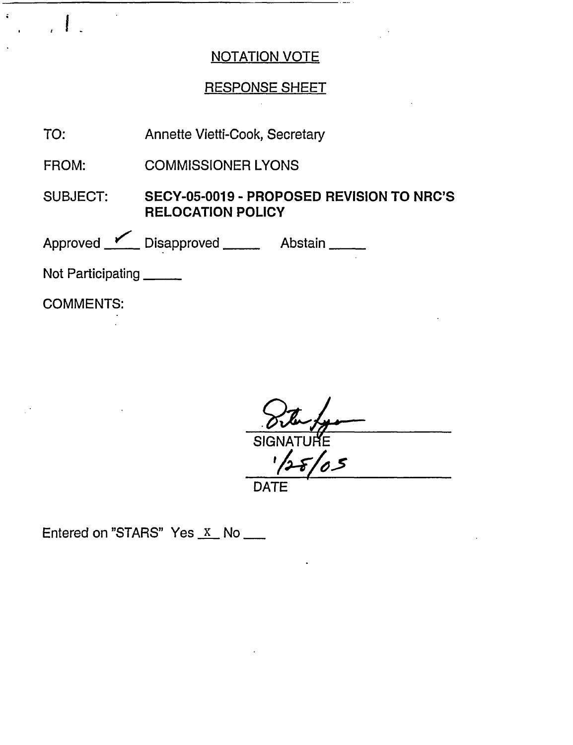## NOTATION VOTE

## RESPONSE SHEET

TO: Annette Vietti-Cook, Secretary

FROM: COMMISSIONER LYONS

SUBJECT: **SECY-05-0019 - PROPOSED REVISION TO NRC'S RELOCATION POLICY**

Approved ✓ Disapproved \_\_\_\_\_ Abstain \_\_\_\_\_

Not Participating \_\_\_\_\_

COMMENTS:

SIGNATURE

1/25/05

DATE

Entered on "STARS" Yes X No \_\_\_